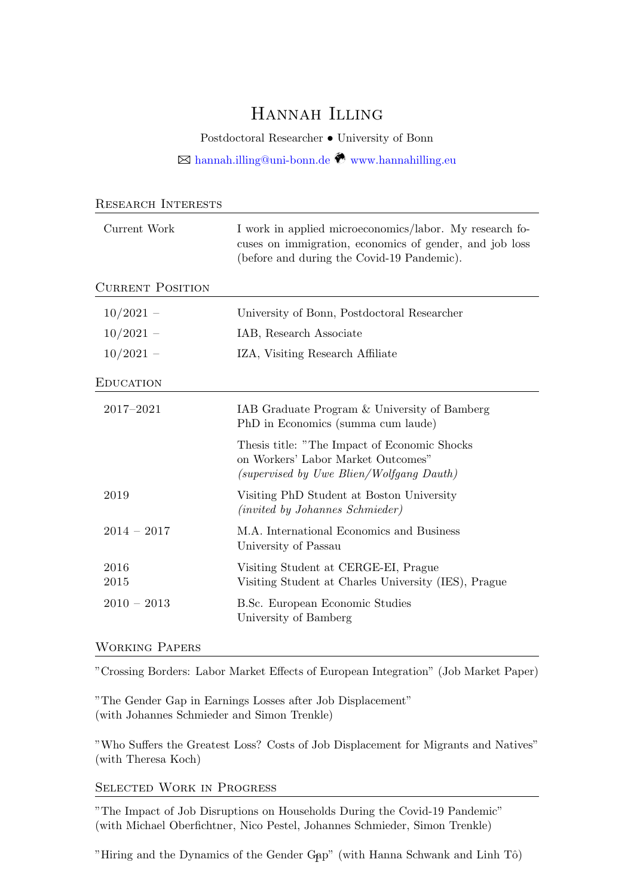# Hannah Illing

Postdoctoral Researcher • University of Bonn

✉ hannah.illing@uni-bonn.de 🌍 www.hannahilling.eu

## Research Interests

| | |
|---|---|
| Current Work | I work in applied microeconomics/labor. My research focuses on immigration, economics of gender, and job loss (before and during the Covid-19 Pandemic). |

## Current Position

| | |
|---|---|
| 10/2021 – | University of Bonn, Postdoctoral Researcher |
| 10/2021 – | IAB, Research Associate |
| 10/2021 – | IZA, Visiting Research Affiliate |

## Education

| | |
|---|---|
| 2017–2021 | IAB Graduate Program & University of Bamberg<br>PhD in Economics (summa cum laude) |
| | Thesis title: "The Impact of Economic Shocks on Workers' Labor Market Outcomes"<br>*(supervised by Uwe Blien/Wolfgang Dauth)* |
| 2019 | Visiting PhD Student at Boston University<br>*(invited by Johannes Schmieder)* |
| 2014 – 2017 | M.A. International Economics and Business<br>University of Passau |
| 2016 | Visiting Student at CERGE-EI, Prague |
| 2015 | Visiting Student at Charles University (IES), Prague |
| 2010 – 2013 | B.Sc. European Economic Studies<br>University of Bamberg |

## Working Papers

"Crossing Borders: Labor Market Effects of European Integration" (Job Market Paper)

"The Gender Gap in Earnings Losses after Job Displacement"
(with Johannes Schmieder and Simon Trenkle)

"Who Suffers the Greatest Loss? Costs of Job Displacement for Migrants and Natives"
(with Theresa Koch)

## Selected Work in Progress

"The Impact of Job Disruptions on Households During the Covid-19 Pandemic"
(with Michael Oberfichtner, Nico Pestel, Johannes Schmieder, Simon Trenkle)

"Hiring and the Dynamics of the Gender Gap" (with Hanna Schwank and Linh Tô)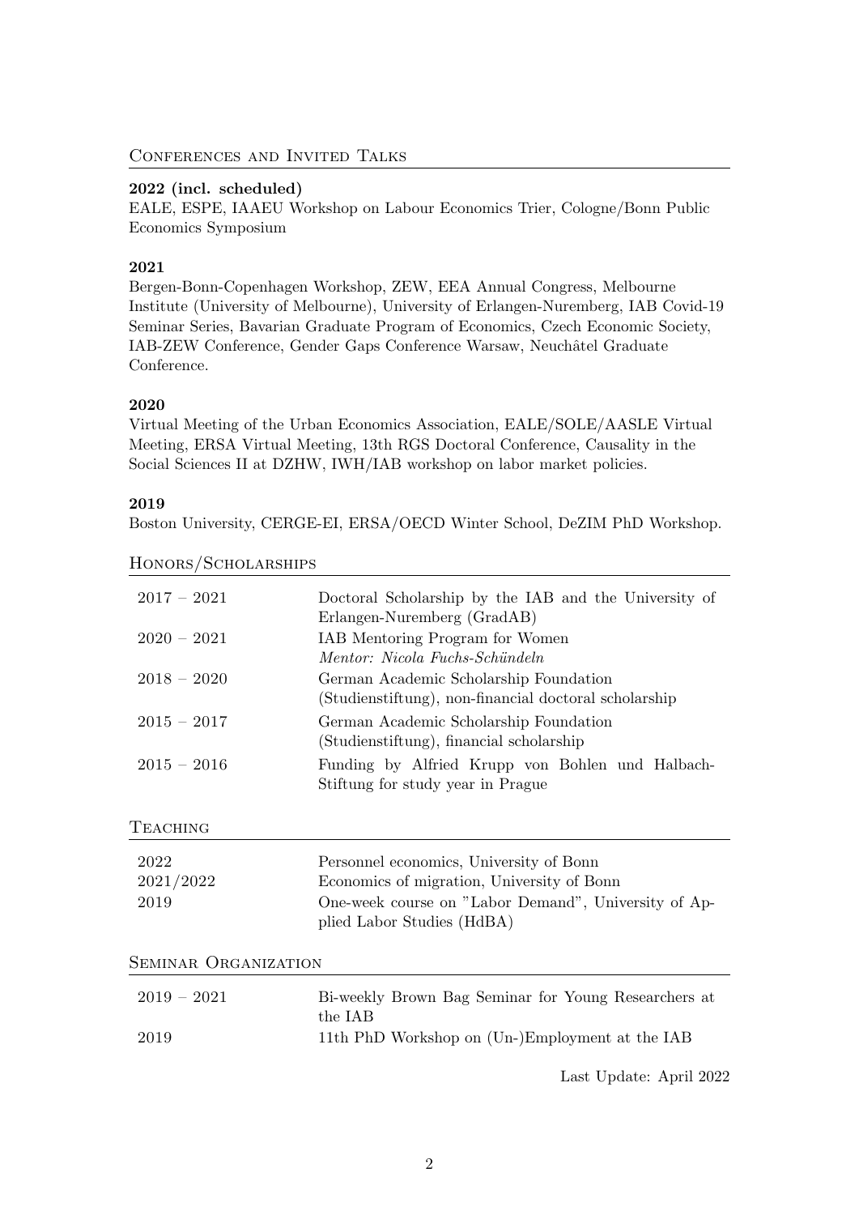## Conferences and Invited Talks

**2022 (incl. scheduled)**
EALE, ESPE, IAAEU Workshop on Labour Economics Trier, Cologne/Bonn Public Economics Symposium

**2021**
Bergen-Bonn-Copenhagen Workshop, ZEW, EEA Annual Congress, Melbourne Institute (University of Melbourne), University of Erlangen-Nuremberg, IAB Covid-19 Seminar Series, Bavarian Graduate Program of Economics, Czech Economic Society, IAB-ZEW Conference, Gender Gaps Conference Warsaw, Neuchâtel Graduate Conference.

**2020**
Virtual Meeting of the Urban Economics Association, EALE/SOLE/AASLE Virtual Meeting, ERSA Virtual Meeting, 13th RGS Doctoral Conference, Causality in the Social Sciences II at DZHW, IWH/IAB workshop on labor market policies.

**2019**
Boston University, CERGE-EI, ERSA/OECD Winter School, DeZIM PhD Workshop.

## Honors/Scholarships

| | |
|---|---|
| 2017 – 2021 | Doctoral Scholarship by the IAB and the University of Erlangen-Nuremberg (GradAB) |
| 2020 – 2021 | IAB Mentoring Program for Women<br>*Mentor: Nicola Fuchs-Schündeln* |
| 2018 – 2020 | German Academic Scholarship Foundation (Studienstiftung), non-financial doctoral scholarship |
| 2015 – 2017 | German Academic Scholarship Foundation (Studienstiftung), financial scholarship |
| 2015 – 2016 | Funding by Alfried Krupp von Bohlen und Halbach-Stiftung for study year in Prague |

## Teaching

| | |
|---|---|
| 2022 | Personnel economics, University of Bonn |
| 2021/2022 | Economics of migration, University of Bonn |
| 2019 | One-week course on "Labor Demand", University of Applied Labor Studies (HdBA) |

## Seminar Organization

| | |
|---|---|
| 2019 – 2021 | Bi-weekly Brown Bag Seminar for Young Researchers at the IAB |
| 2019 | 11th PhD Workshop on (Un-)Employment at the IAB |

Last Update: April 2022